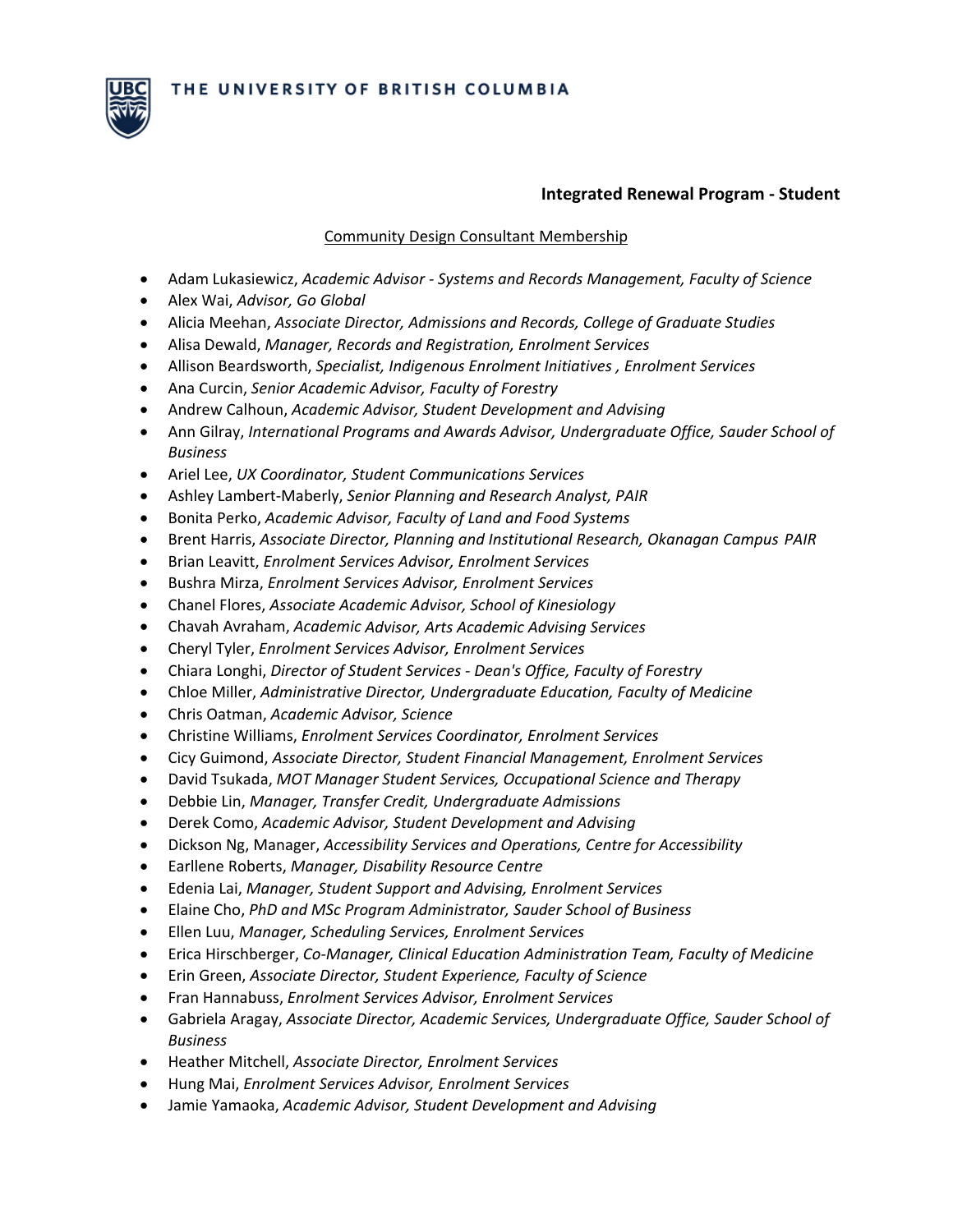THE UNIVERSITY OF BRITISH COLUMBIA

## Integrated Renewal Program - Student

Community Design Consultant Membership

- Adam Lukasiewicz, *Academic Advisor - Systems and Records Management, Faculty of Science*
- Alex Wai, *Advisor, Go Global*
- Alicia Meehan, *Associate Director, Admissions and Records, College of Graduate Studies*
- Alisa Dewald, *Manager, Records and Registration, Enrolment Services*
- Allison Beardsworth, *Specialist, Indigenous Enrolment Initiatives , Enrolment Services*
- Ana Curcin, *Senior Academic Advisor, Faculty of Forestry*
- Andrew Calhoun, *Academic Advisor, Student Development and Advising*
- Ann Gilray, *International Programs and Awards Advisor, Undergraduate Office, Sauder School of Business*
- Ariel Lee, *UX Coordinator, Student Communications Services*
- Ashley Lambert-Maberly, *Senior Planning and Research Analyst, PAIR*
- Bonita Perko, *Academic Advisor, Faculty of Land and Food Systems*
- Brent Harris, *Associate Director, Planning and Institutional Research, Okanagan Campus PAIR*
- Brian Leavitt, *Enrolment Services Advisor, Enrolment Services*
- Bushra Mirza, *Enrolment Services Advisor, Enrolment Services*
- Chanel Flores, *Associate Academic Advisor, School of Kinesiology*
- Chavah Avraham, *Academic Advisor, Arts Academic Advising Services*
- Cheryl Tyler, *Enrolment Services Advisor, Enrolment Services*
- Chiara Longhi, *Director of Student Services - Dean's Office, Faculty of Forestry*
- Chloe Miller, *Administrative Director, Undergraduate Education, Faculty of Medicine*
- Chris Oatman, *Academic Advisor, Science*
- Christine Williams, *Enrolment Services Coordinator, Enrolment Services*
- Cicy Guimond, *Associate Director, Student Financial Management, Enrolment Services*
- David Tsukada, *MOT Manager Student Services, Occupational Science and Therapy*
- Debbie Lin, *Manager, Transfer Credit, Undergraduate Admissions*
- Derek Como, *Academic Advisor, Student Development and Advising*
- Dickson Ng, Manager, *Accessibility Services and Operations, Centre for Accessibility*
- Earllene Roberts, *Manager, Disability Resource Centre*
- Edenia Lai, *Manager, Student Support and Advising, Enrolment Services*
- Elaine Cho, *PhD and MSc Program Administrator, Sauder School of Business*
- Ellen Luu, *Manager, Scheduling Services, Enrolment Services*
- Erica Hirschberger, *Co-Manager, Clinical Education Administration Team, Faculty of Medicine*
- Erin Green, *Associate Director, Student Experience, Faculty of Science*
- Fran Hannabuss, *Enrolment Services Advisor, Enrolment Services*
- Gabriela Aragay, *Associate Director, Academic Services, Undergraduate Office, Sauder School of Business*
- Heather Mitchell, *Associate Director, Enrolment Services*
- Hung Mai, *Enrolment Services Advisor, Enrolment Services*
- Jamie Yamaoka, *Academic Advisor, Student Development and Advising*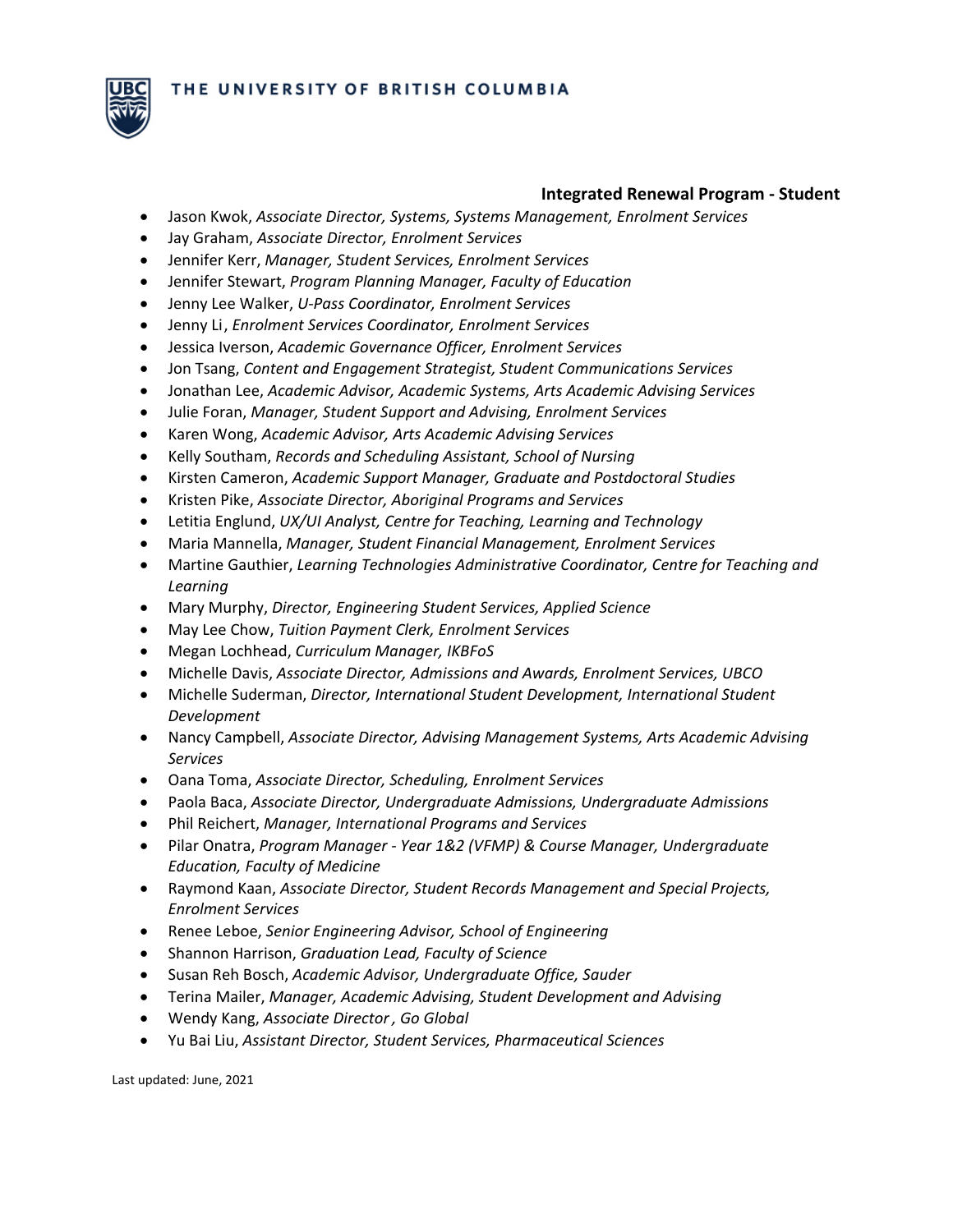**Integrated Renewal Program - Student**

- Jason Kwok, *Associate Director, Systems, Systems Management, Enrolment Services*
- Jay Graham, *Associate Director, Enrolment Services*
- Jennifer Kerr, *Manager, Student Services, Enrolment Services*
- Jennifer Stewart, *Program Planning Manager, Faculty of Education*
- Jenny Lee Walker, *U-Pass Coordinator, Enrolment Services*
- Jenny Li, *Enrolment Services Coordinator, Enrolment Services*
- Jessica Iverson, *Academic Governance Officer, Enrolment Services*
- Jon Tsang, *Content and Engagement Strategist, Student Communications Services*
- Jonathan Lee, *Academic Advisor, Academic Systems, Arts Academic Advising Services*
- Julie Foran, *Manager, Student Support and Advising, Enrolment Services*
- Karen Wong, *Academic Advisor, Arts Academic Advising Services*
- Kelly Southam, *Records and Scheduling Assistant, School of Nursing*
- Kirsten Cameron, *Academic Support Manager, Graduate and Postdoctoral Studies*
- Kristen Pike, *Associate Director, Aboriginal Programs and Services*
- Letitia Englund, *UX/UI Analyst, Centre for Teaching, Learning and Technology*
- Maria Mannella, *Manager, Student Financial Management, Enrolment Services*
- Martine Gauthier, *Learning Technologies Administrative Coordinator, Centre for Teaching and Learning*
- Mary Murphy, *Director, Engineering Student Services, Applied Science*
- May Lee Chow, *Tuition Payment Clerk, Enrolment Services*
- Megan Lochhead, *Curriculum Manager, IKBFoS*
- Michelle Davis, *Associate Director, Admissions and Awards, Enrolment Services, UBCO*
- Michelle Suderman, *Director, International Student Development, International Student Development*
- Nancy Campbell, *Associate Director, Advising Management Systems, Arts Academic Advising Services*
- Oana Toma, *Associate Director, Scheduling, Enrolment Services*
- Paola Baca, *Associate Director, Undergraduate Admissions, Undergraduate Admissions*
- Phil Reichert, *Manager, International Programs and Services*
- Pilar Onatra, *Program Manager - Year 1&2 (VFMP) & Course Manager, Undergraduate Education, Faculty of Medicine*
- Raymond Kaan, *Associate Director, Student Records Management and Special Projects, Enrolment Services*
- Renee Leboe, *Senior Engineering Advisor, School of Engineering*
- Shannon Harrison, *Graduation Lead, Faculty of Science*
- Susan Reh Bosch, *Academic Advisor, Undergraduate Office, Sauder*
- Terina Mailer, *Manager, Academic Advising, Student Development and Advising*
- Wendy Kang, *Associate Director, Go Global*
- Yu Bai Liu, *Assistant Director, Student Services, Pharmaceutical Sciences*

Last updated: June, 2021